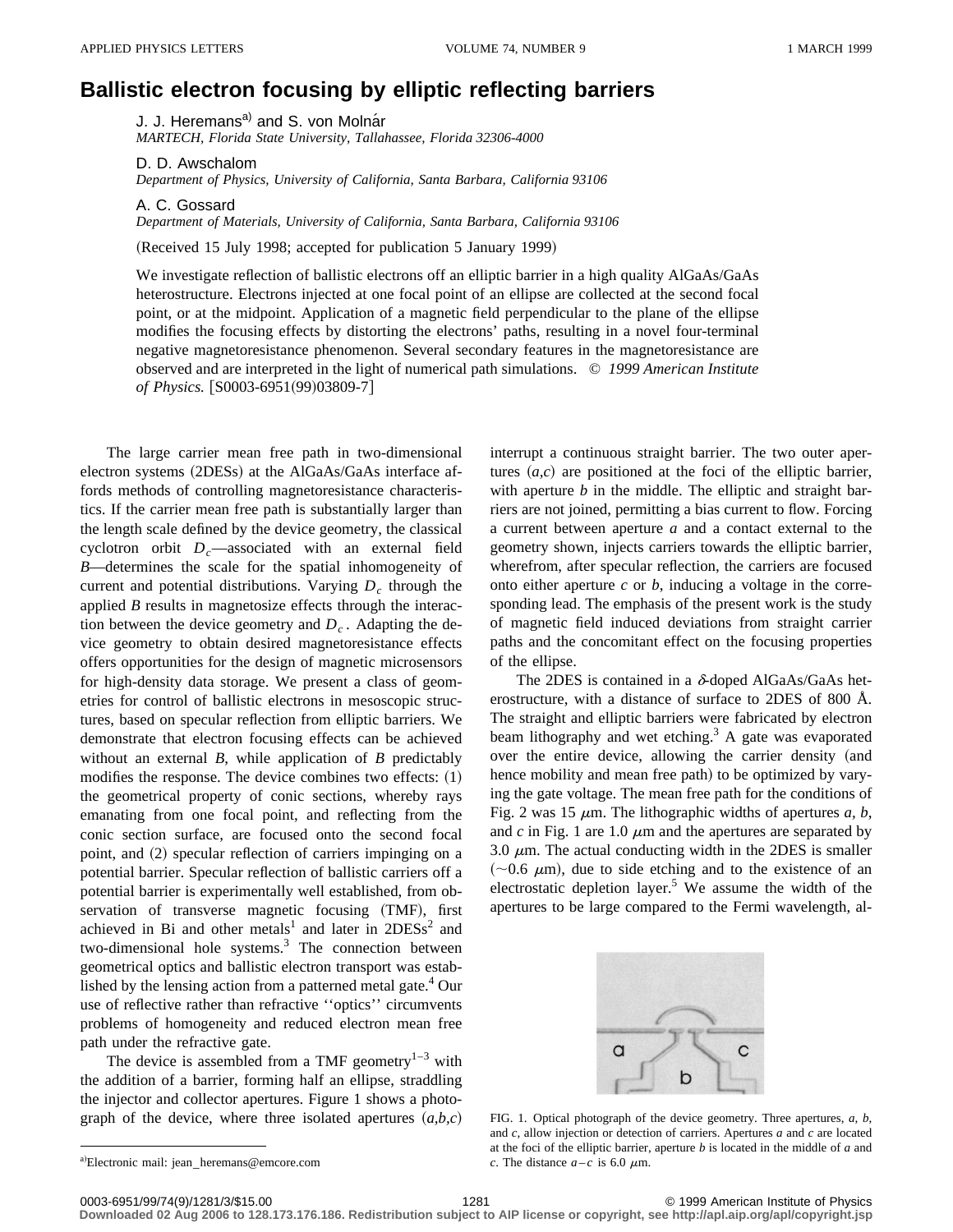# Ballistic electron focusing by elliptic reflecting barriers

J. J. Heremans[a] and S. von Molnár
*MARTECH, Florida State University, Tallahassee, Florida 32306-4000*

D. D. Awschalom
*Department of Physics, University of California, Santa Barbara, California 93106*

A. C. Gossard
*Department of Materials, University of California, Santa Barbara, California 93106*

(Received 15 July 1998; accepted for publication 5 January 1999)

We investigate reflection of ballistic electrons off an elliptic barrier in a high quality AlGaAs/GaAs heterostructure. Electrons injected at one focal point of an ellipse are collected at the second focal point, or at the midpoint. Application of a magnetic field perpendicular to the plane of the ellipse modifies the focusing effects by distorting the electrons' paths, resulting in a novel four-terminal negative magnetoresistance phenomenon. Several secondary features in the magnetoresistance are observed and are interpreted in the light of numerical path simulations. © *1999 American Institute of Physics.* [S0003-6951(99)03809-7]

The large carrier mean free path in two-dimensional electron systems (2DESs) at the AlGaAs/GaAs interface affords methods of controlling magnetoresistance characteristics. If the carrier mean free path is substantially larger than the length scale defined by the device geometry, the classical cyclotron orbit $D_c$—associated with an external field $B$—determines the scale for the spatial inhomogeneity of current and potential distributions. Varying $D_c$ through the applied $B$ results in magnetosize effects through the interaction between the device geometry and $D_c$. Adapting the device geometry to obtain desired magnetoresistance effects offers opportunities for the design of magnetic microsensors for high-density data storage. We present a class of geometries for control of ballistic electrons in mesoscopic structures, based on specular reflection from elliptic barriers. We demonstrate that electron focusing effects can be achieved without an external $B$, while application of $B$ predictably modifies the response. The device combines two effects: (1) the geometrical property of conic sections, whereby rays emanating from one focal point, and reflecting from the conic section surface, are focused onto the second focal point, and (2) specular reflection of carriers impinging on a potential barrier. Specular reflection of ballistic carriers off a potential barrier is experimentally well established, from observation of transverse magnetic focusing (TMF), first achieved in Bi and other metals[1] and later in 2DESs[2] and two-dimensional hole systems.[3] The connection between geometrical optics and ballistic electron transport was established by the lensing action from a patterned metal gate.[4] Our use of reflective rather than refractive ''optics'' circumvents problems of homogeneity and reduced electron mean free path under the refractive gate.

The device is assembled from a TMF geometry[1–3] with the addition of a barrier, forming half an ellipse, straddling the injector and collector apertures. Figure 1 shows a photograph of the device, where three isolated apertures ($a,b,c$) interrupt a continuous straight barrier. The two outer apertures ($a,c$) are positioned at the foci of the elliptic barrier, with aperture $b$ in the middle. The elliptic and straight barriers are not joined, permitting a bias current to flow. Forcing a current between aperture $a$ and a contact external to the geometry shown, injects carriers towards the elliptic barrier, wherefrom, after specular reflection, the carriers are focused onto either aperture $c$ or $b$, inducing a voltage in the corresponding lead. The emphasis of the present work is the study of magnetic field induced deviations from straight carrier paths and the concomitant effect on the focusing properties of the ellipse.

The 2DES is contained in a $\delta$-doped AlGaAs/GaAs heterostructure, with a distance of surface to 2DES of 800 Å. The straight and elliptic barriers were fabricated by electron beam lithography and wet etching.[3] A gate was evaporated over the entire device, allowing the carrier density (and hence mobility and mean free path) to be optimized by varying the gate voltage. The mean free path for the conditions of Fig. 2 was 15 $\mu$m. The lithographic widths of apertures $a$, $b$, and $c$ in Fig. 1 are 1.0 $\mu$m and the apertures are separated by 3.0 $\mu$m. The actual conducting width in the 2DES is smaller ($\sim$0.6 $\mu$m), due to side etching and to the existence of an electrostatic depletion layer.[5] We assume the width of the apertures to be large compared to the Fermi wavelength, al-

FIG. 1. Optical photograph of the device geometry. Three apertures, $a$, $b$, and $c$, allow injection or detection of carriers. Apertures $a$ and $c$ are located at the foci of the elliptic barrier, aperture $b$ is located in the middle of $a$ and $c$. The distance $a-c$ is 6.0 $\mu$m.

[a]Electronic mail: jean_heremans@emcore.com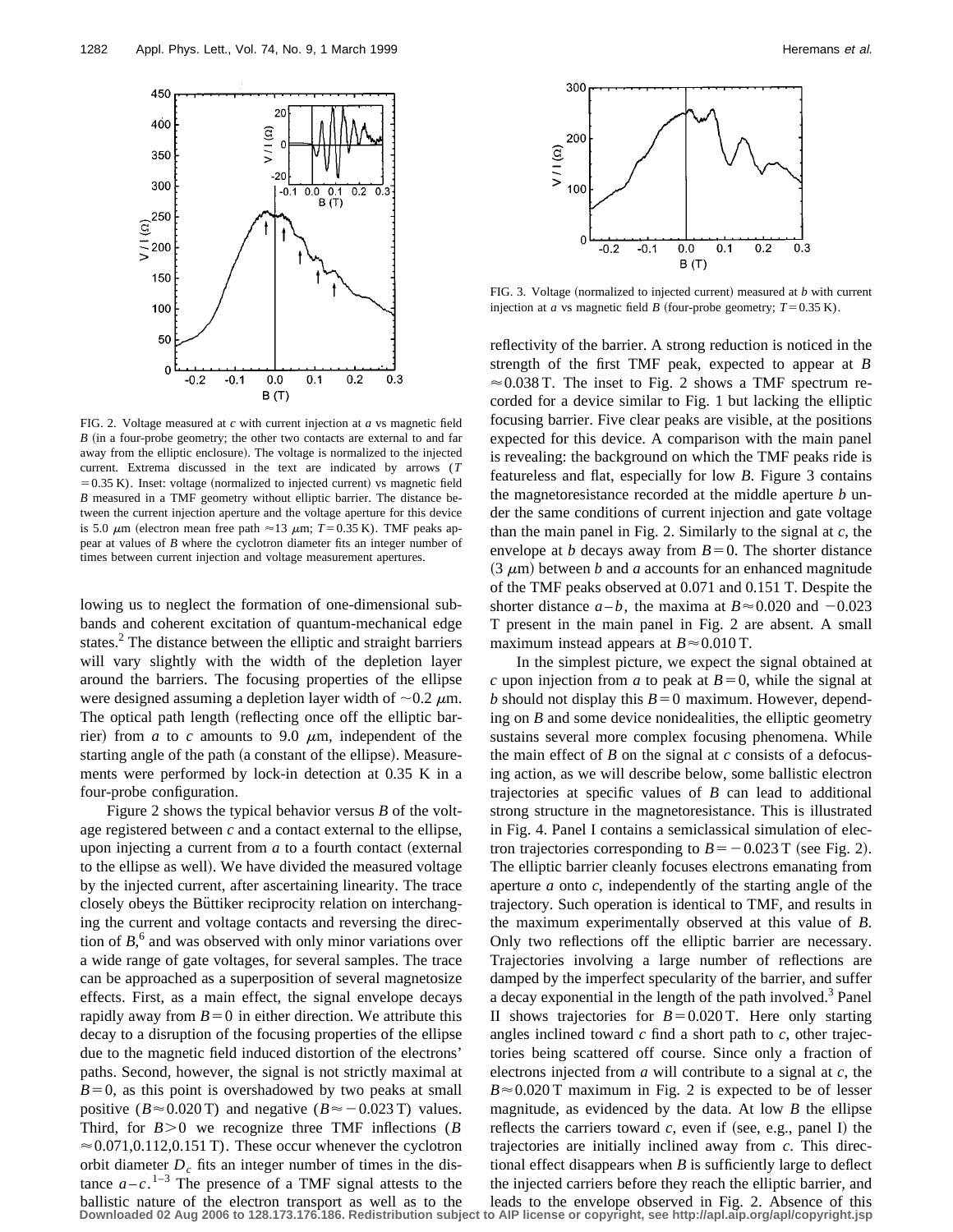FIG. 2. Voltage measured at *c* with current injection at *a* vs magnetic field *B* (in a four-probe geometry; the other two contacts are external to and far away from the elliptic enclosure). The voltage is normalized to the injected current. Extrema discussed in the text are indicated by arrows ($T = 0.35$ K). Inset: voltage (normalized to injected current) vs magnetic field *B* measured in a TMF geometry without elliptic barrier. The distance between the current injection aperture and the voltage aperture for this device is 5.0 $\mu$m (electron mean free path $\approx 13$ $\mu$m; $T = 0.35$ K). TMF peaks appear at values of *B* where the cyclotron diameter fits an integer number of times between current injection and voltage measurement apertures.

lowing us to neglect the formation of one-dimensional subbands and coherent excitation of quantum-mechanical edge states.[2] The distance between the elliptic and straight barriers will vary slightly with the width of the depletion layer around the barriers. The focusing properties of the ellipse were designed assuming a depletion layer width of $\sim 0.2$ $\mu$m. The optical path length (reflecting once off the elliptic barrier) from *a* to *c* amounts to 9.0 $\mu$m, independent of the starting angle of the path (a constant of the ellipse). Measurements were performed by lock-in detection at 0.35 K in a four-probe configuration.

Figure 2 shows the typical behavior versus *B* of the voltage registered between *c* and a contact external to the ellipse, upon injecting a current from *a* to a fourth contact (external to the ellipse as well). We have divided the measured voltage by the injected current, after ascertaining linearity. The trace closely obeys the Büttiker reciprocity relation on interchanging the current and voltage contacts and reversing the direction of *B*,[6] and was observed with only minor variations over a wide range of gate voltages, for several samples. The trace can be approached as a superposition of several magnetosize effects. First, as a main effect, the signal envelope decays rapidly away from $B = 0$ in either direction. We attribute this decay to a disruption of the focusing properties of the ellipse due to the magnetic field induced distortion of the electrons' paths. Second, however, the signal is not strictly maximal at $B = 0$, as this point is overshadowed by two peaks at small positive ($B \approx 0.020$ T) and negative ($B \approx -0.023$ T) values. Third, for $B > 0$ we recognize three TMF inflections ($B \approx 0.071, 0.112, 0.151$ T). These occur whenever the cyclotron orbit diameter $D_c$ fits an integer number of times in the distance $a$–$c$.[1–3] The presence of a TMF signal attests to the ballistic nature of the electron transport as well as to the reflectivity of the barrier. A strong reduction is noticed in the strength of the first TMF peak, expected to appear at $B \approx 0.038$ T. The inset to Fig. 2 shows a TMF spectrum recorded for a device similar to Fig. 1 but lacking the elliptic focusing barrier. Five clear peaks are visible, at the positions expected for this device. A comparison with the main panel is revealing: the background on which the TMF peaks ride is featureless and flat, especially for low *B*. Figure 3 contains the magnetoresistance recorded at the middle aperture *b* under the same conditions of current injection and gate voltage than the main panel in Fig. 2. Similarly to the signal at *c*, the envelope at *b* decays away from $B = 0$. The shorter distance (3 $\mu$m) between *b* and *a* accounts for an enhanced magnitude of the TMF peaks observed at 0.071 and 0.151 T. Despite the shorter distance $a$–$b$, the maxima at $B \approx 0.020$ and $-0.023$ T present in the main panel in Fig. 2 are absent. A small maximum instead appears at $B \approx 0.010$ T.

FIG. 3. Voltage (normalized to injected current) measured at *b* with current injection at *a* vs magnetic field *B* (four-probe geometry; $T = 0.35$ K).

In the simplest picture, we expect the signal obtained at *c* upon injection from *a* to peak at $B = 0$, while the signal at *b* should not display this $B = 0$ maximum. However, depending on *B* and some device nonidealities, the elliptic geometry sustains several more complex focusing phenomena. While the main effect of *B* on the signal at *c* consists of a defocusing action, as we will describe below, some ballistic electron trajectories at specific values of *B* can lead to additional strong structure in the magnetoresistance. This is illustrated in Fig. 4. Panel I contains a semiclassical simulation of electron trajectories corresponding to $B = -0.023$ T (see Fig. 2). The elliptic barrier cleanly focuses electrons emanating from aperture *a* onto *c*, independently of the starting angle of the trajectory. Such operation is identical to TMF, and results in the maximum experimentally observed at this value of *B*. Only two reflections off the elliptic barrier are necessary. Trajectories involving a large number of reflections are damped by the imperfect specularity of the barrier, and suffer a decay exponential in the length of the path involved.[3] Panel II shows trajectories for $B = 0.020$ T. Here only starting angles inclined toward *c* find a short path to *c*, other trajectories being scattered off course. Since only a fraction of electrons injected from *a* will contribute to a signal at *c*, the $B \approx 0.020$ T maximum in Fig. 2 is expected to be of lesser magnitude, as evidenced by the data. At low *B* the ellipse reflects the carriers toward *c*, even if (see, e.g., panel I) the trajectories are initially inclined away from *c*. This directional effect disappears when *B* is sufficiently large to deflect the injected carriers before they reach the elliptic barrier, and leads to the envelope observed in Fig. 2. Absence of this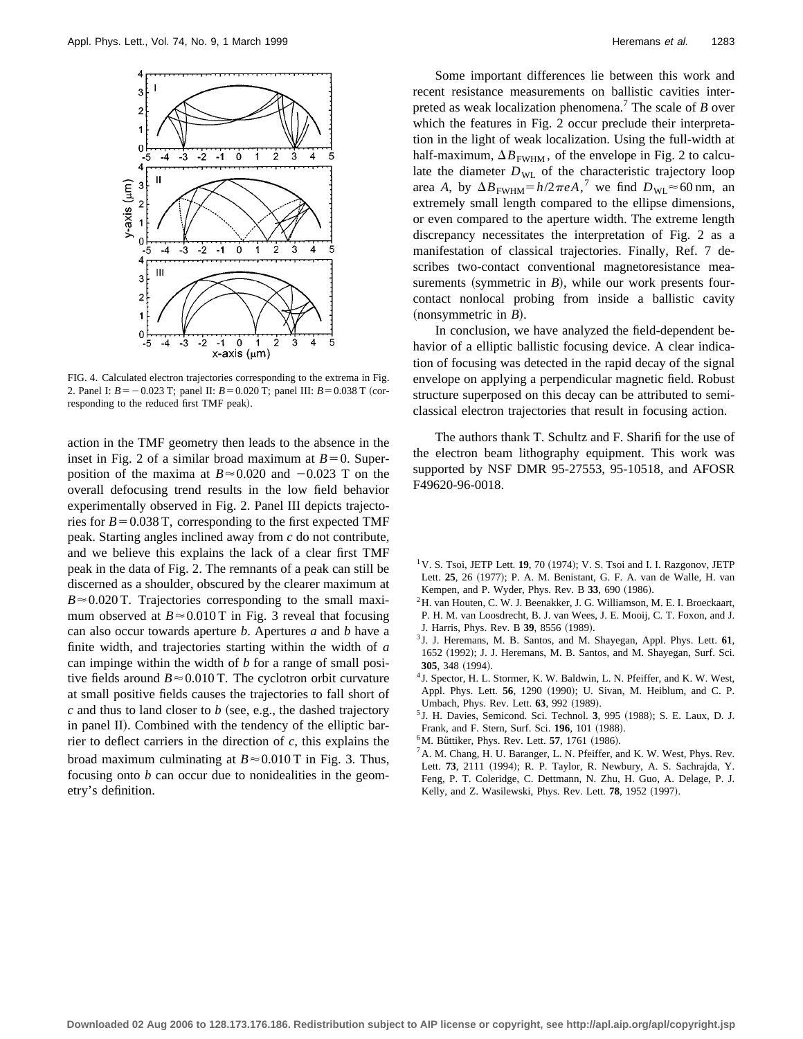I
II
III

y-axis (μm)

x-axis (μm)

-5 -4 -3 -2 -1 0 1 2 3 4 5

FIG. 4. Calculated electron trajectories corresponding to the extrema in Fig. 2. Panel I: $B=-0.023$ T; panel II: $B=0.020$ T; panel III: $B=0.038$ T (corresponding to the reduced first TMF peak).

action in the TMF geometry then leads to the absence in the inset in Fig. 2 of a similar broad maximum at $B=0$. Superposition of the maxima at $B\approx 0.020$ and $-0.023$ T on the overall defocusing trend results in the low field behavior experimentally observed in Fig. 2. Panel III depicts trajectories for $B=0.038$ T, corresponding to the first expected TMF peak. Starting angles inclined away from *c* do not contribute, and we believe this explains the lack of a clear first TMF peak in the data of Fig. 2. The remnants of a peak can still be discerned as a shoulder, obscured by the clearer maximum at $B\approx 0.020$ T. Trajectories corresponding to the small maximum observed at $B\approx 0.010$ T in Fig. 3 reveal that focusing can also occur towards aperture *b*. Apertures *a* and *b* have a finite width, and trajectories starting within the width of *a* can impinge within the width of *b* for a range of small positive fields around $B\approx 0.010$ T. The cyclotron orbit curvature at small positive fields causes the trajectories to fall short of *c* and thus to land closer to *b* (see, e.g., the dashed trajectory in panel II). Combined with the tendency of the elliptic barrier to deflect carriers in the direction of *c*, this explains the broad maximum culminating at $B\approx 0.010$ T in Fig. 3. Thus, focusing onto *b* can occur due to nonidealities in the geometry's definition.

Some important differences lie between this work and recent resistance measurements on ballistic cavities interpreted as weak localization phenomena.[7] The scale of $B$ over which the features in Fig. 2 occur preclude their interpretation in the light of weak localization. Using the full-width at half-maximum, $\Delta B_{\mathrm{FWHM}}$, of the envelope in Fig. 2 to calculate the diameter $D_{\mathrm{WL}}$ of the characteristic trajectory loop area $A$, by $\Delta B_{\mathrm{FWHM}}=h/2\pi eA$,[7] we find $D_{\mathrm{WL}}\approx 60$ nm, an extremely small length compared to the ellipse dimensions, or even compared to the aperture width. The extreme length discrepancy necessitates the interpretation of Fig. 2 as a manifestation of classical trajectories. Finally, Ref. 7 describes two-contact conventional magnetoresistance measurements (symmetric in $B$), while our work presents four-contact nonlocal probing from inside a ballistic cavity (nonsymmetric in $B$).

In conclusion, we have analyzed the field-dependent behavior of a elliptic ballistic focusing device. A clear indication of focusing was detected in the rapid decay of the signal envelope on applying a perpendicular magnetic field. Robust structure superposed on this decay can be attributed to semiclassical electron trajectories that result in focusing action.

The authors thank T. Schultz and F. Sharifi for the use of the electron beam lithography equipment. This work was supported by NSF DMR 95-27553, 95-10518, and AFOSR F49620-96-0018.

[1] V. S. Tsoi, JETP Lett. **19**, 70 (1974); V. S. Tsoi and I. I. Razgonov, JETP Lett. **25**, 26 (1977); P. A. M. Benistant, G. F. A. van de Walle, H. van Kempen, and P. Wyder, Phys. Rev. B **33**, 690 (1986).

[2] H. van Houten, C. W. J. Beenakker, J. G. Williamson, M. E. I. Broeckaart, P. H. M. van Loosdrecht, B. J. van Wees, J. E. Mooij, C. T. Foxon, and J. J. Harris, Phys. Rev. B **39**, 8556 (1989).

[3] J. J. Heremans, M. B. Santos, and M. Shayegan, Appl. Phys. Lett. **61**, 1652 (1992); J. J. Heremans, M. B. Santos, and M. Shayegan, Surf. Sci. **305**, 348 (1994).

[4] J. Spector, H. L. Stormer, K. W. Baldwin, L. N. Pfeiffer, and K. W. West, Appl. Phys. Lett. **56**, 1290 (1990); U. Sivan, M. Heiblum, and C. P. Umbach, Phys. Rev. Lett. **63**, 992 (1989).

[5] J. H. Davies, Semicond. Sci. Technol. **3**, 995 (1988); S. E. Laux, D. J. Frank, and F. Stern, Surf. Sci. **196**, 101 (1988).

[6] M. Büttiker, Phys. Rev. Lett. **57**, 1761 (1986).

[7] A. M. Chang, H. U. Baranger, L. N. Pfeiffer, and K. W. West, Phys. Rev. Lett. **73**, 2111 (1994); R. P. Taylor, R. Newbury, A. S. Sachrajda, Y. Feng, P. T. Coleridge, C. Dettmann, N. Zhu, H. Guo, A. Delage, P. J. Kelly, and Z. Wasilewski, Phys. Rev. Lett. **78**, 1952 (1997).